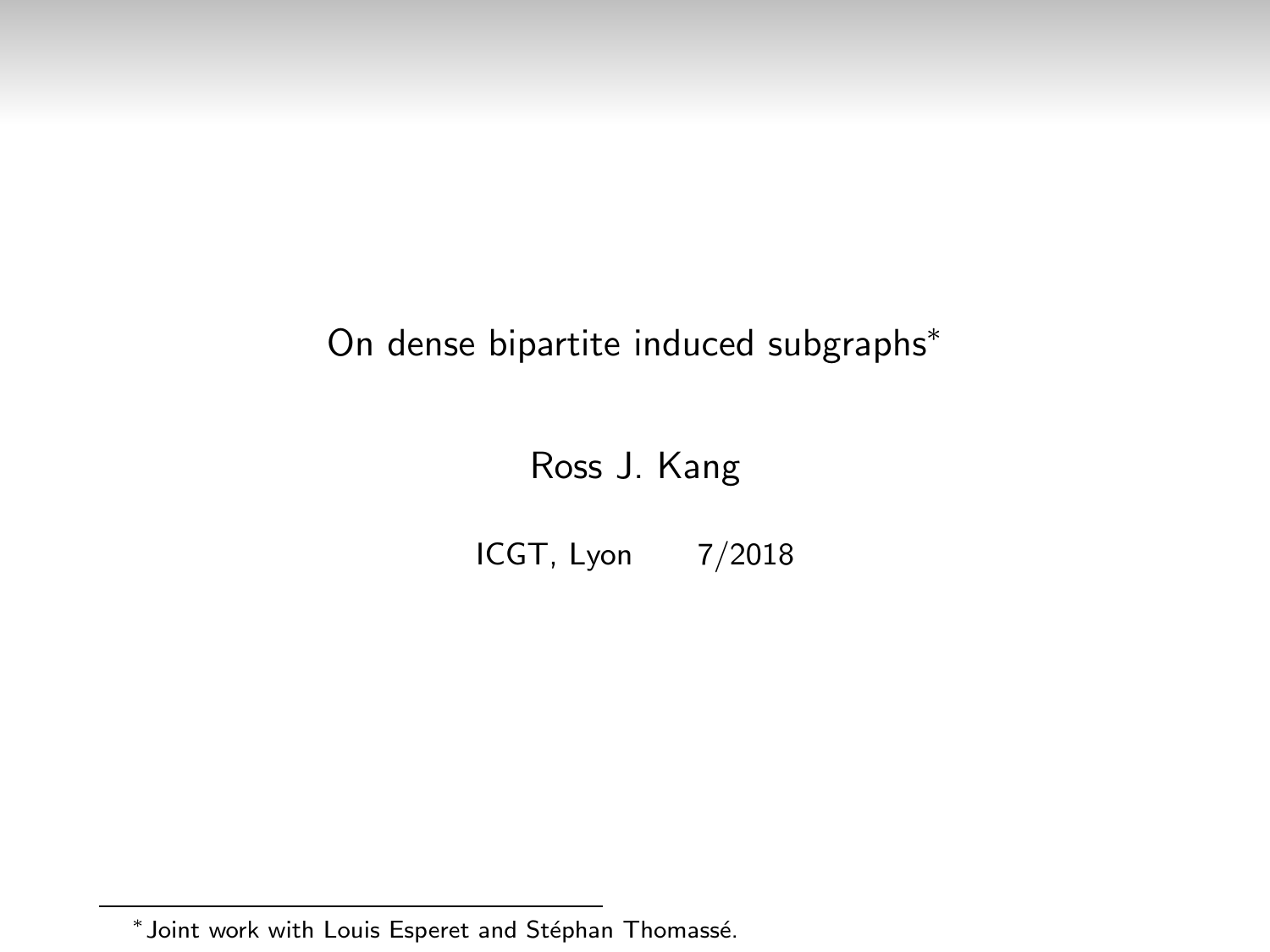# On dense bipartite induced subgraphs*

Ross J. Kang

ICGT, Lyon 7/2018

*Joint work with Louis Esperet and Stéphan Thomassé.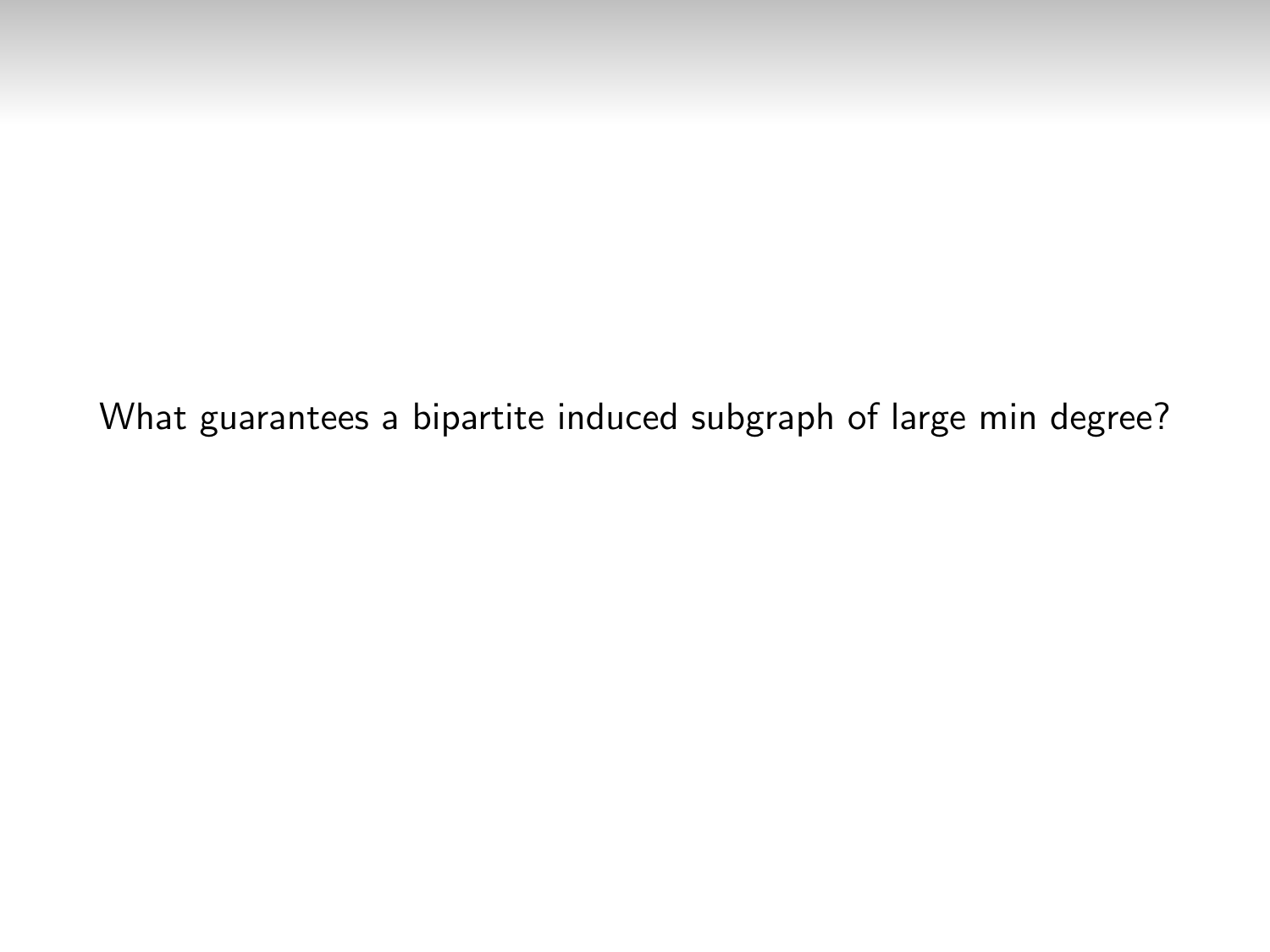What guarantees a bipartite induced subgraph of large min degree?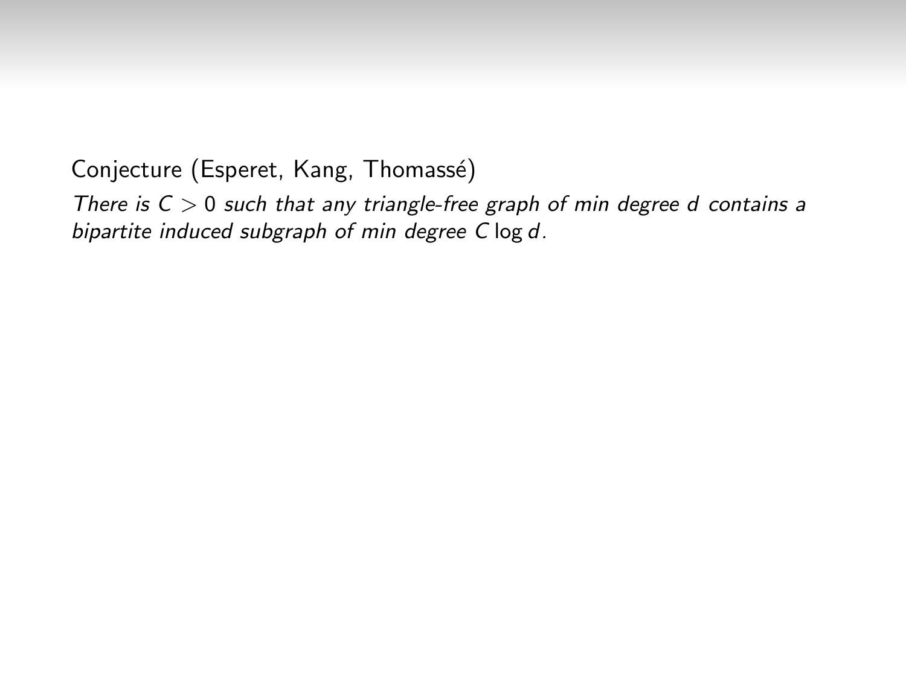Conjecture (Esperet, Kang, Thomassé)

*There is $C > 0$ such that any triangle-free graph of min degree $d$ contains a bipartite induced subgraph of min degree $C \log d$.*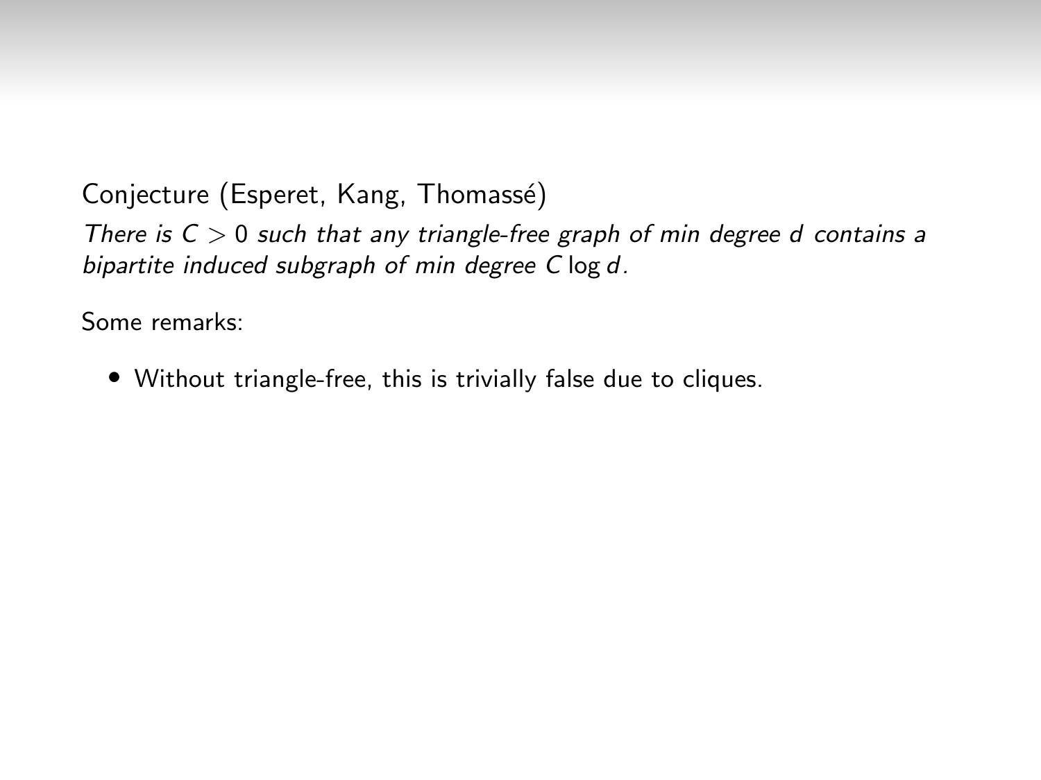Conjecture (Esperet, Kang, Thomassé)

*There is $C > 0$ such that any triangle-free graph of min degree $d$ contains a bipartite induced subgraph of min degree $C \log d$.*

Some remarks:

- Without triangle-free, this is trivially false due to cliques.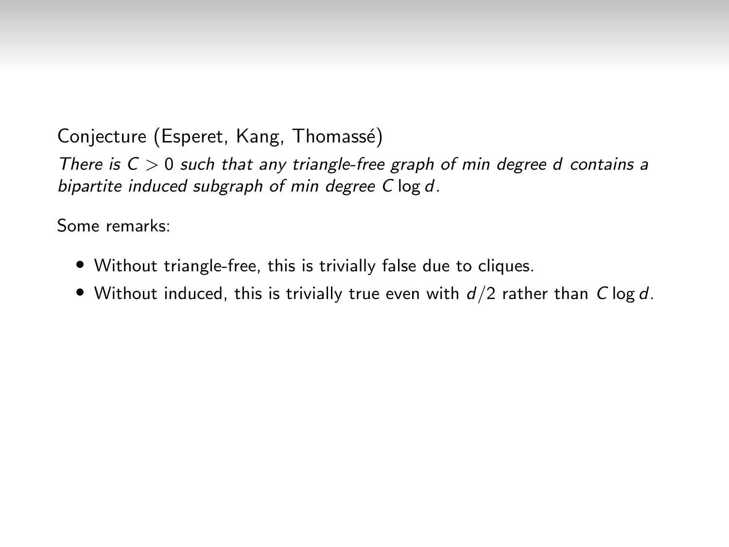Conjecture (Esperet, Kang, Thomassé)

*There is $C > 0$ such that any triangle-free graph of min degree $d$ contains a bipartite induced subgraph of min degree $C \log d$.*

Some remarks:

- Without triangle-free, this is trivially false due to cliques.
- Without induced, this is trivially true even with $d/2$ rather than $C \log d$.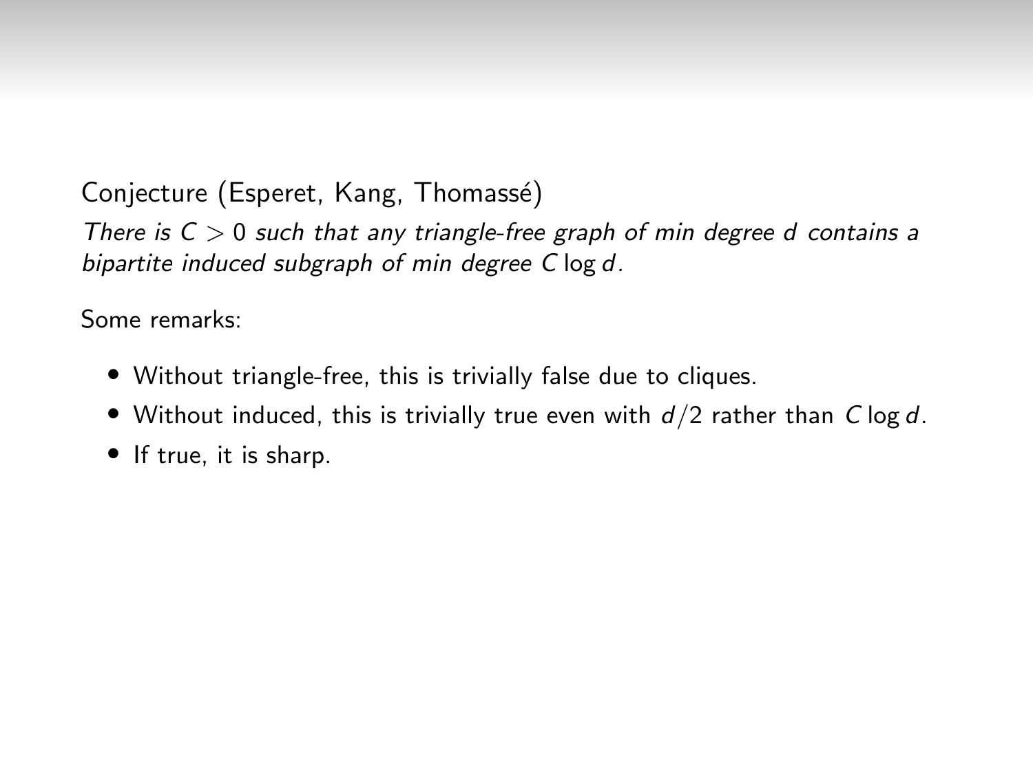Conjecture (Esperet, Kang, Thomassé)

*There is $C > 0$ such that any triangle-free graph of min degree $d$ contains a bipartite induced subgraph of min degree $C \log d$.*

Some remarks:

- Without triangle-free, this is trivially false due to cliques.
- Without induced, this is trivially true even with $d/2$ rather than $C \log d$.
- If true, it is sharp.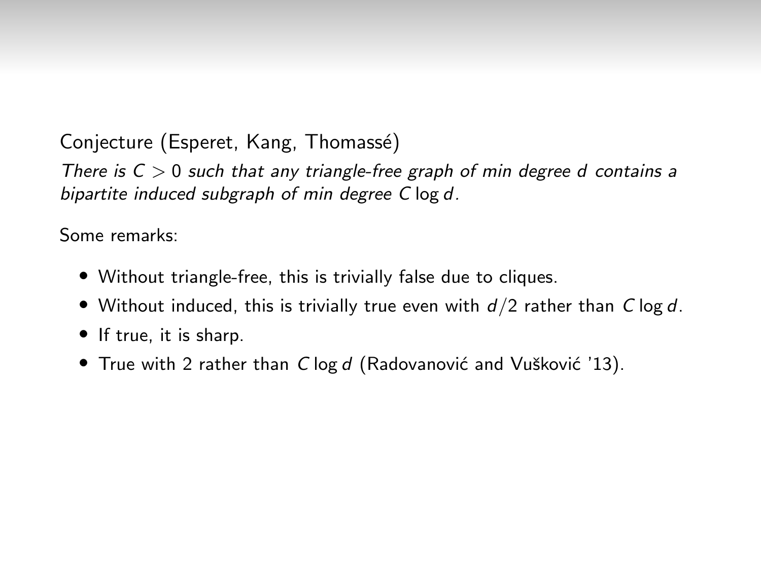Conjecture (Esperet, Kang, Thomassé)

*There is $C > 0$ such that any triangle-free graph of min degree $d$ contains a bipartite induced subgraph of min degree $C \log d$.*

Some remarks:

- Without triangle-free, this is trivially false due to cliques.
- Without induced, this is trivially true even with $d/2$ rather than $C \log d$.
- If true, it is sharp.
- True with 2 rather than $C \log d$ (Radovanović and Vušković '13).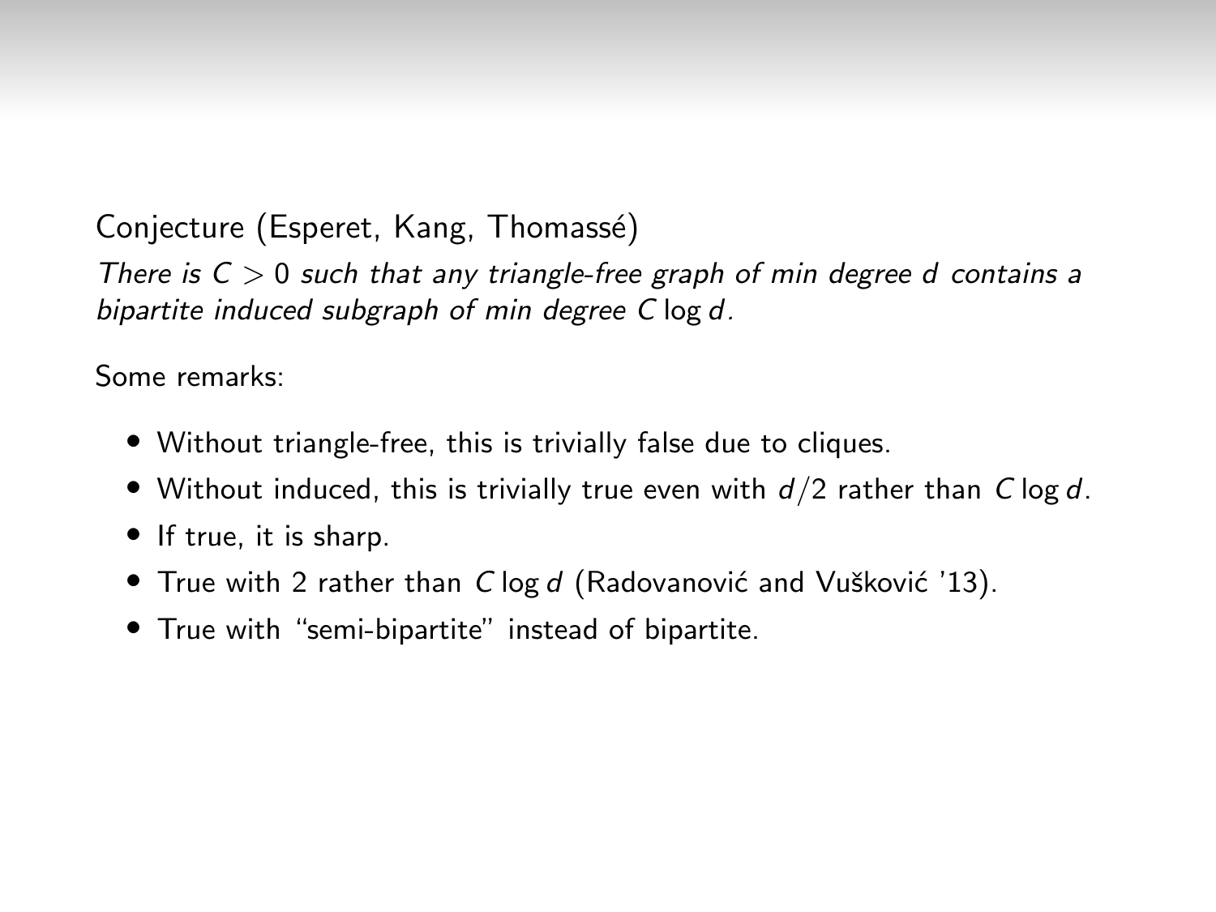Conjecture (Esperet, Kang, Thomassé)

*There is $C > 0$ such that any triangle-free graph of min degree $d$ contains a bipartite induced subgraph of min degree $C \log d$.*

Some remarks:

- Without triangle-free, this is trivially false due to cliques.
- Without induced, this is trivially true even with $d/2$ rather than $C \log d$.
- If true, it is sharp.
- True with 2 rather than $C \log d$ (Radovanović and Vušković '13).
- True with "semi-bipartite" instead of bipartite.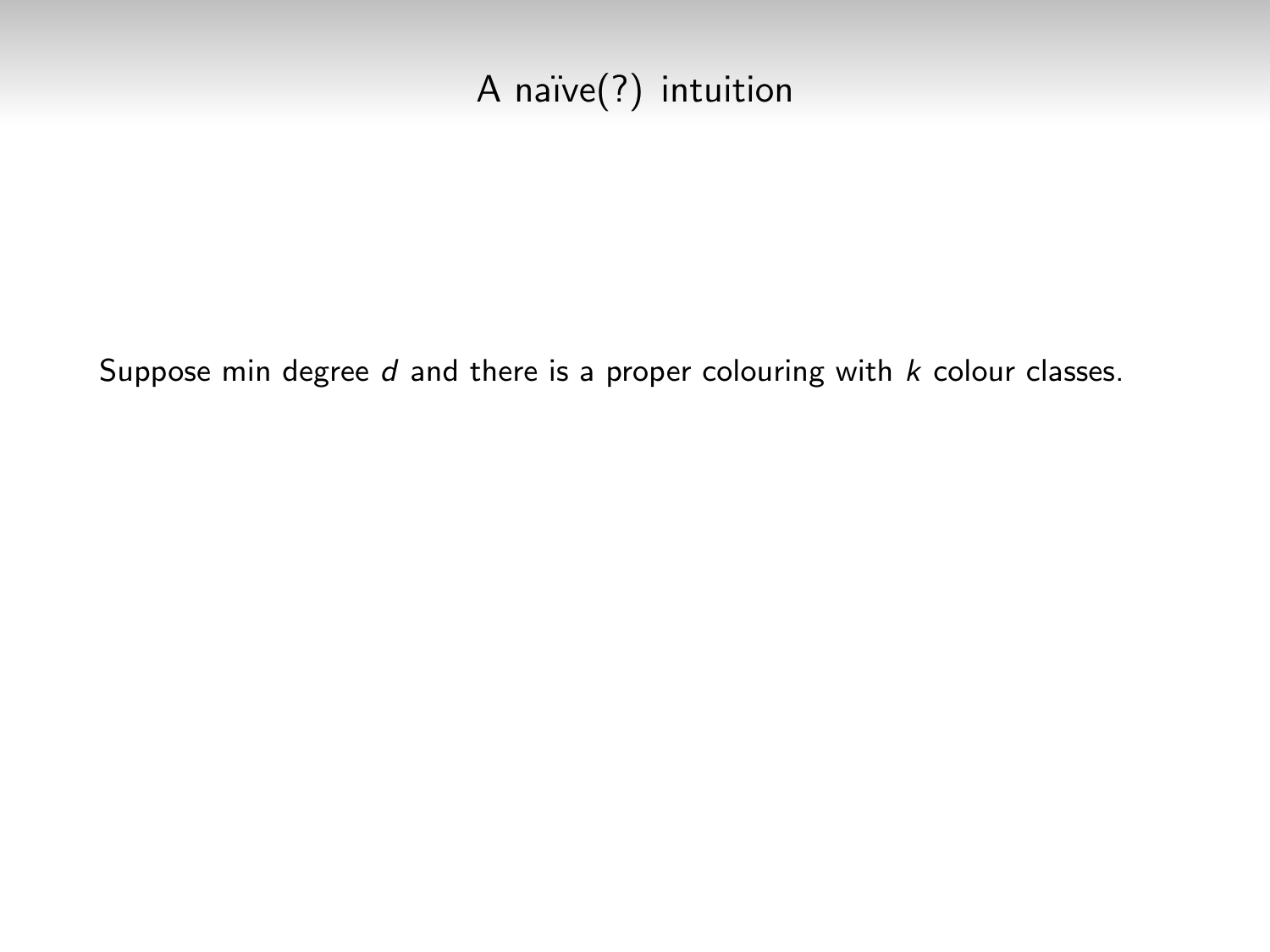# A naïve(?) intuition

Suppose min degree $d$ and there is a proper colouring with $k$ colour classes.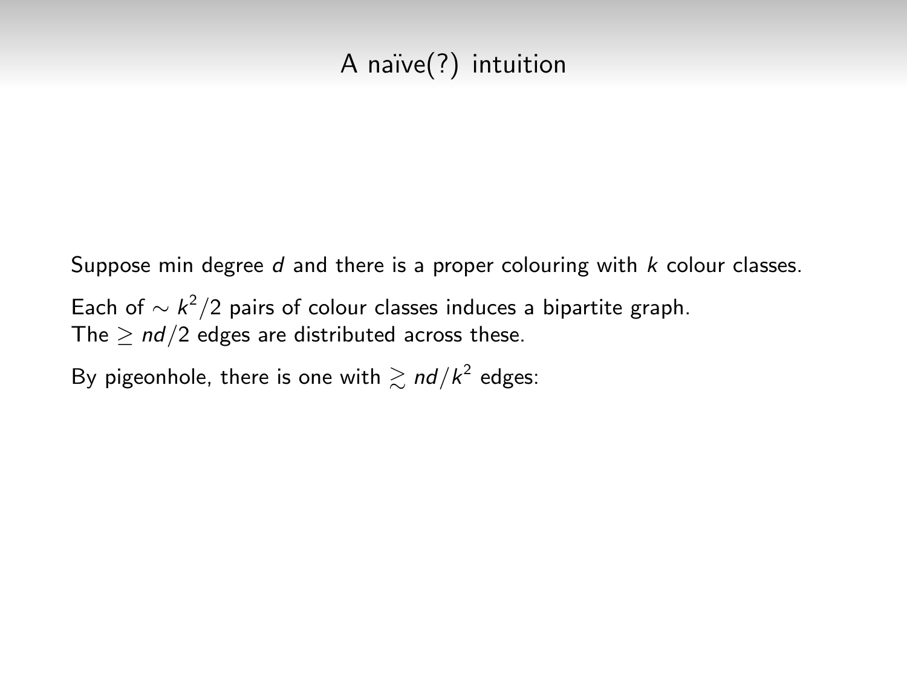# A naïve(?) intuition

Suppose min degree $d$ and there is a proper colouring with $k$ colour classes.

Each of $\sim k^2/2$ pairs of colour classes induces a bipartite graph.
The $\geq nd/2$ edges are distributed across these.

By pigeonhole, there is one with $\gtrsim nd/k^2$ edges: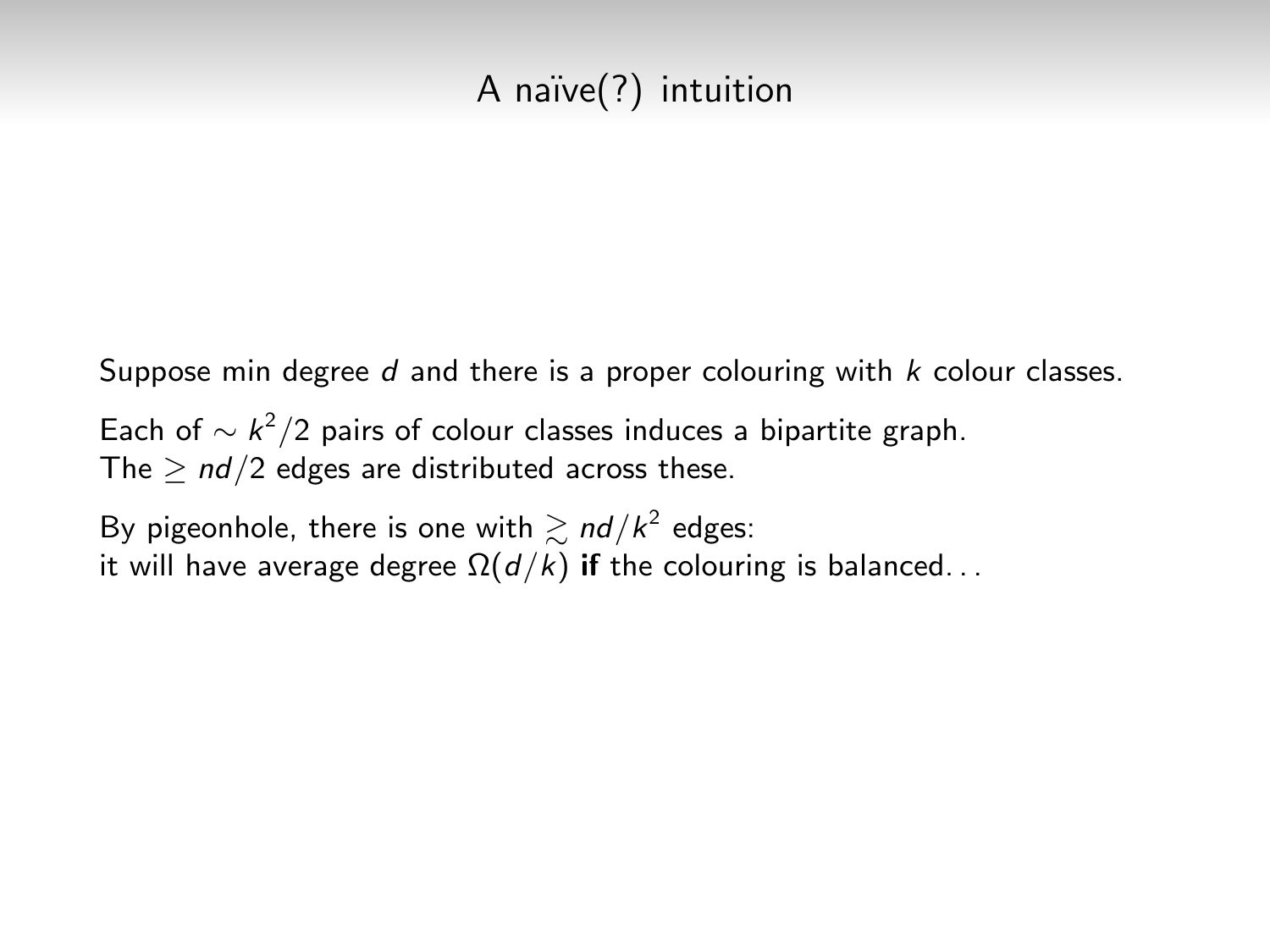# A naïve(?) intuition

Suppose min degree $d$ and there is a proper colouring with $k$ colour classes.

Each of $\sim k^2/2$ pairs of colour classes induces a bipartite graph.
The $\geq nd/2$ edges are distributed across these.

By pigeonhole, there is one with $\gtrsim nd/k^2$ edges:
it will have average degree $\Omega(d/k)$ **if** the colouring is balanced. . .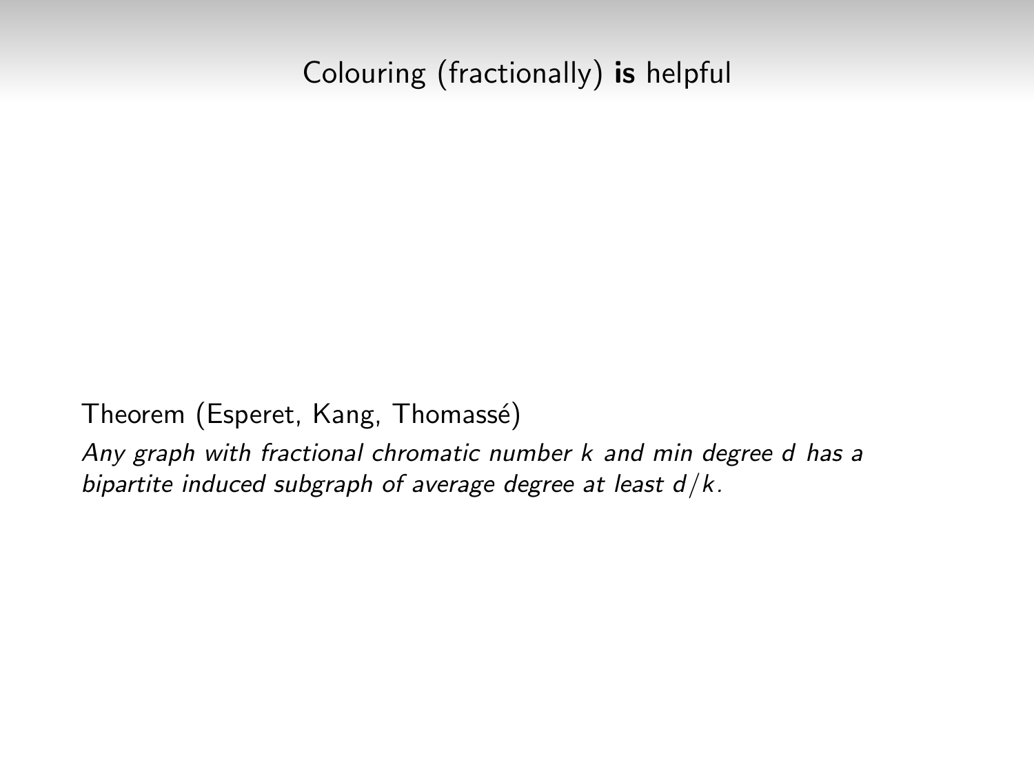# Colouring (fractionally) **is** helpful

Theorem (Esperet, Kang, Thomassé)

*Any graph with fractional chromatic number $k$ and min degree $d$ has a bipartite induced subgraph of average degree at least $d/k$.*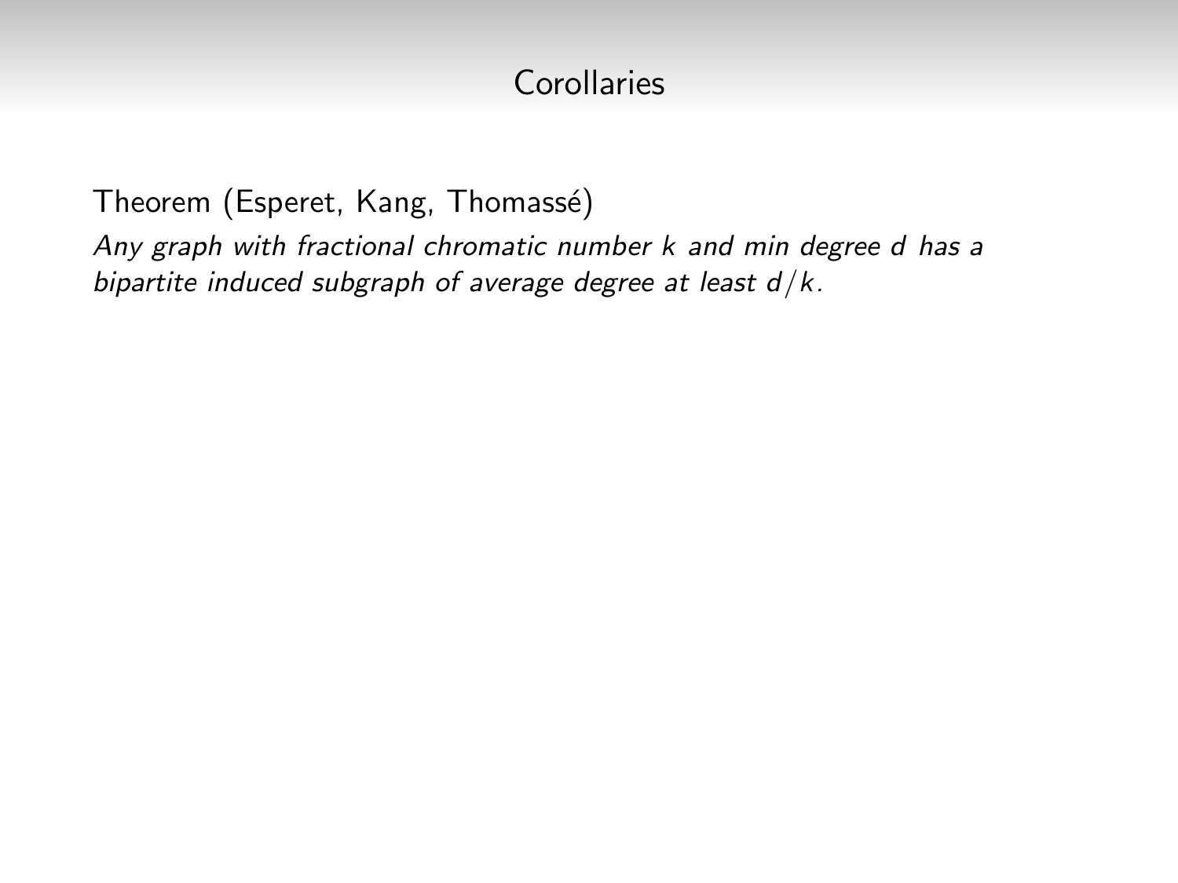# Corollaries

Theorem (Esperet, Kang, Thomassé)

*Any graph with fractional chromatic number $k$ and min degree $d$ has a bipartite induced subgraph of average degree at least $d/k$.*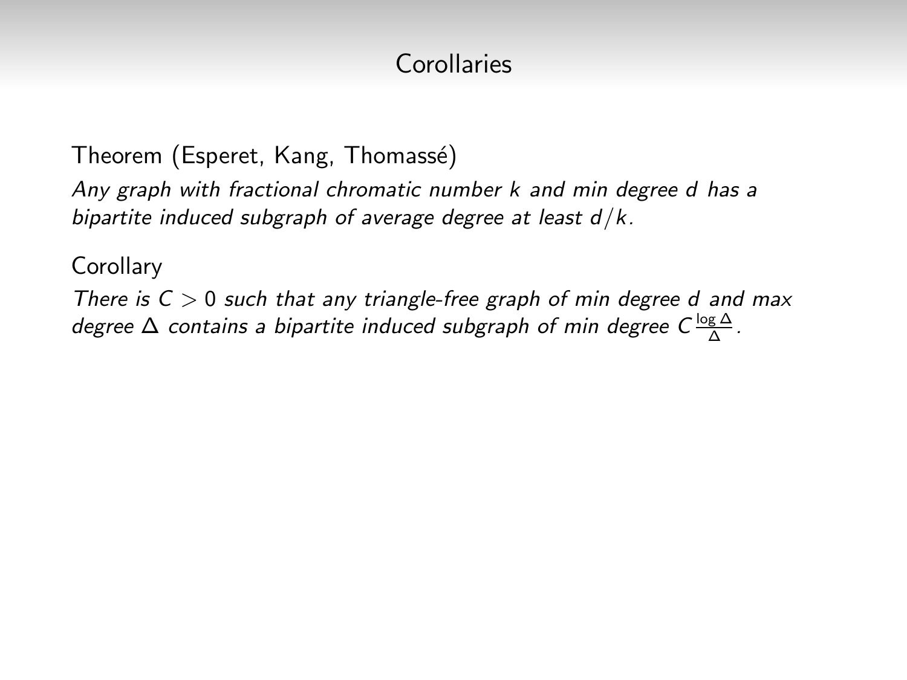# Corollaries

Theorem (Esperet, Kang, Thomassé)

*Any graph with fractional chromatic number $k$ and min degree $d$ has a bipartite induced subgraph of average degree at least $d/k$.*

Corollary

*There is $C > 0$ such that any triangle-free graph of min degree $d$ and max degree $\Delta$ contains a bipartite induced subgraph of min degree $C\frac{\log \Delta}{\Delta}$.*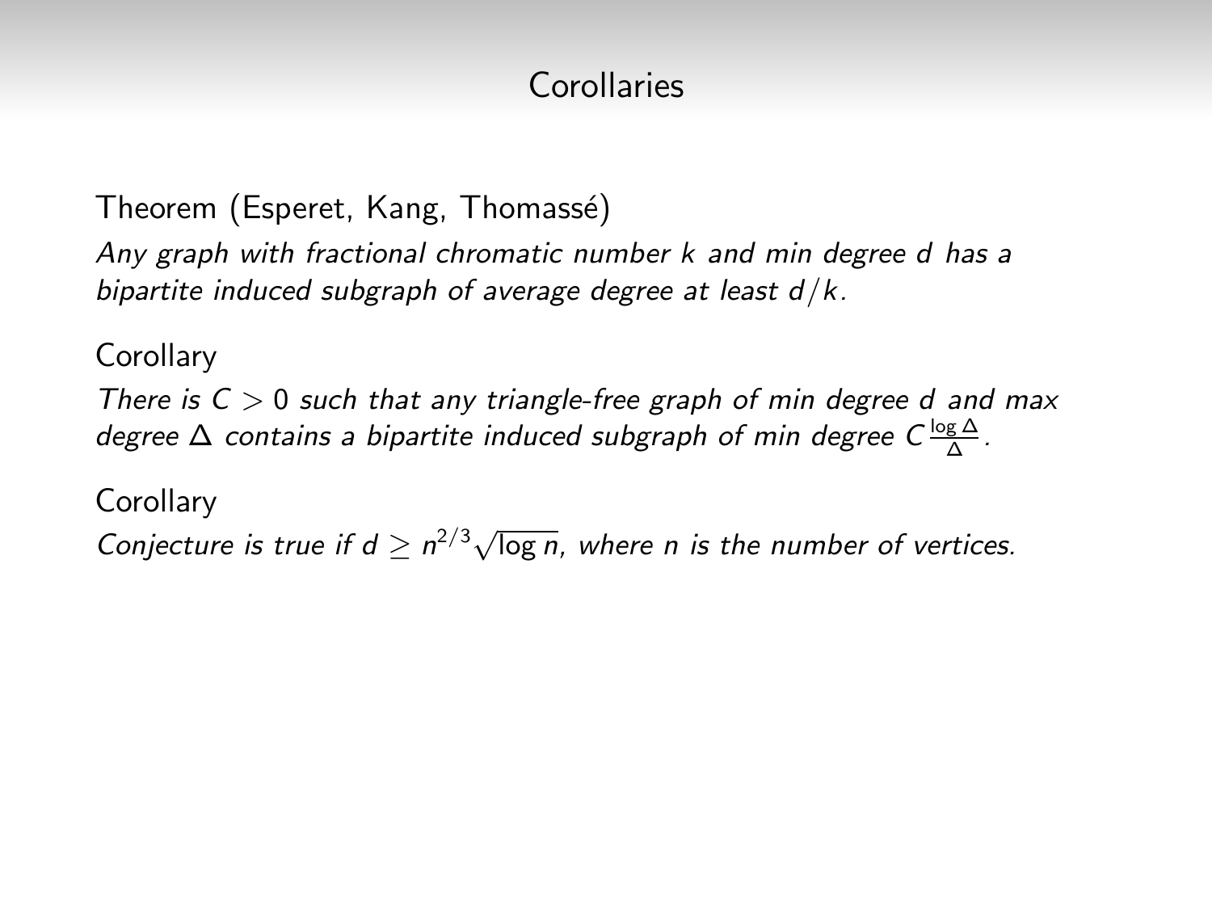## Corollaries

Theorem (Esperet, Kang, Thomassé)

*Any graph with fractional chromatic number $k$ and min degree $d$ has a bipartite induced subgraph of average degree at least $d/k$.*

Corollary

*There is $C > 0$ such that any triangle-free graph of min degree $d$ and max degree $\Delta$ contains a bipartite induced subgraph of min degree $C\frac{\log \Delta}{\Delta}$.*

Corollary

*Conjecture is true if $d \geq n^{2/3}\sqrt{\log n}$, where $n$ is the number of vertices.*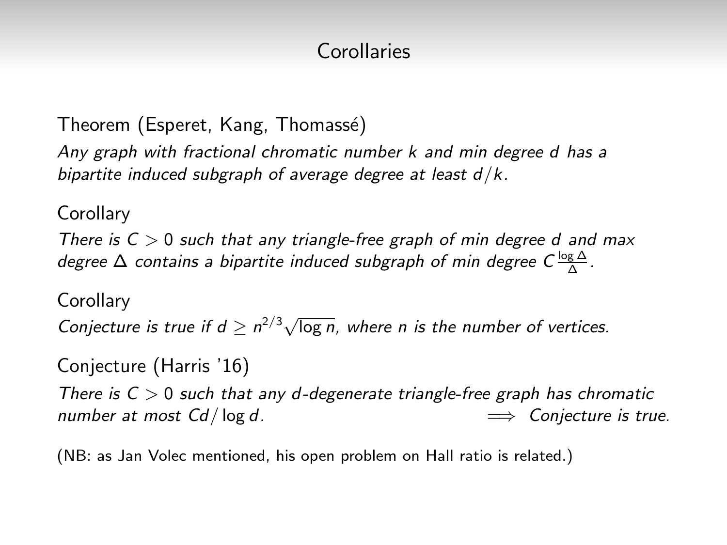## Corollaries

Theorem (Esperet, Kang, Thomassé)

*Any graph with fractional chromatic number $k$ and min degree $d$ has a bipartite induced subgraph of average degree at least $d/k$.*

Corollary

*There is $C > 0$ such that any triangle-free graph of min degree $d$ and max degree $\Delta$ contains a bipartite induced subgraph of min degree $C\frac{\log \Delta}{\Delta}$.*

Corollary

*Conjecture is true if $d \geq n^{2/3}\sqrt{\log n}$, where $n$ is the number of vertices.*

Conjecture (Harris '16)

*There is $C > 0$ such that any $d$-degenerate triangle-free graph has chromatic number at most $Cd/\log d$.* $\implies$ *Conjecture is true.*

(NB: as Jan Volec mentioned, his open problem on Hall ratio is related.)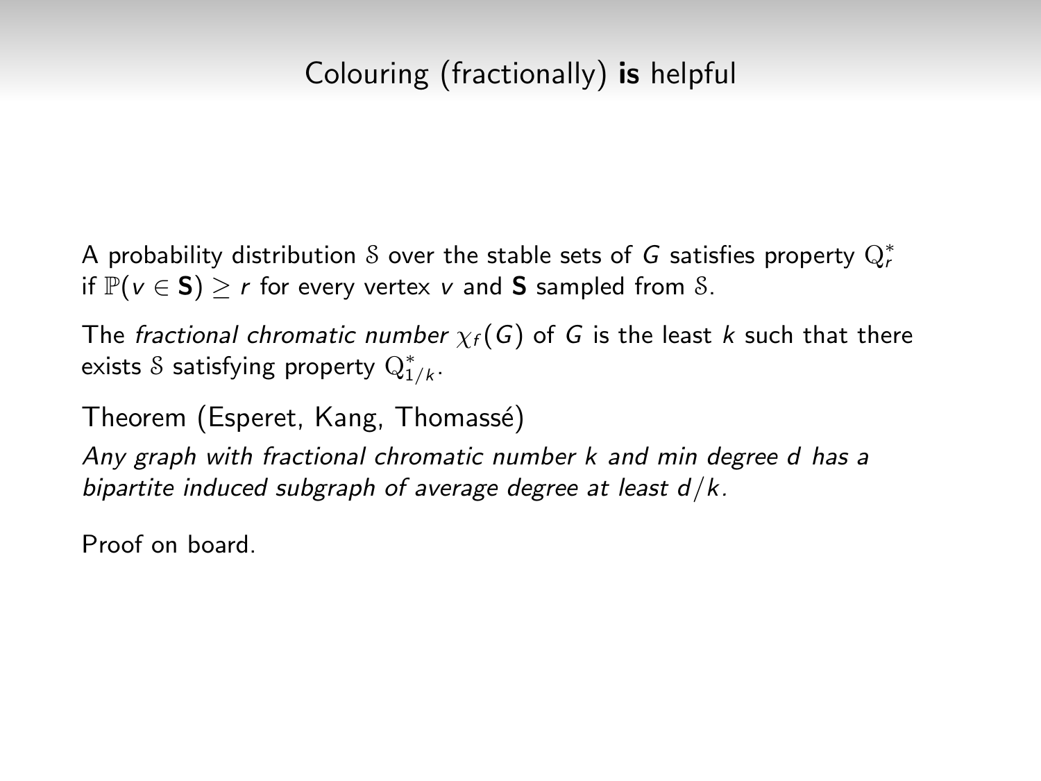# Colouring (fractionally) **is** helpful

A probability distribution $\mathcal{S}$ over the stable sets of $G$ satisfies property $\mathrm{Q}_r^*$ if $\mathbb{P}(v \in \mathbf{S}) \geq r$ for every vertex $v$ and $\mathbf{S}$ sampled from $\mathcal{S}$.

The *fractional chromatic number* $\chi_f(G)$ of $G$ is the least $k$ such that there exists $\mathcal{S}$ satisfying property $\mathrm{Q}_{1/k}^*$.

Theorem (Esperet, Kang, Thomassé)

*Any graph with fractional chromatic number $k$ and min degree $d$ has a bipartite induced subgraph of average degree at least $d/k$.*

Proof on board.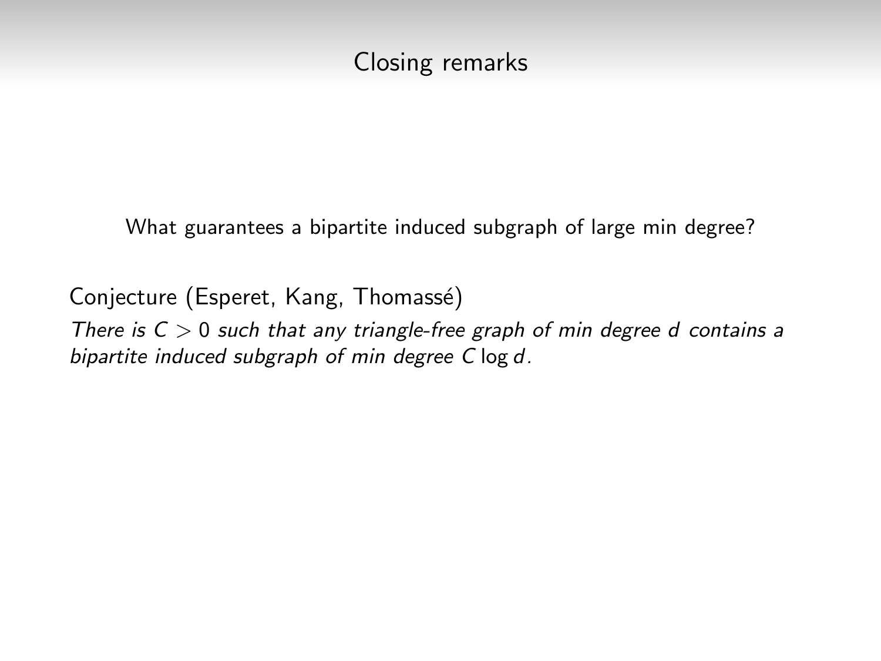## Closing remarks

What guarantees a bipartite induced subgraph of large min degree?

Conjecture (Esperet, Kang, Thomassé)

*There is $C > 0$ such that any triangle-free graph of min degree $d$ contains a bipartite induced subgraph of min degree $C \log d$.*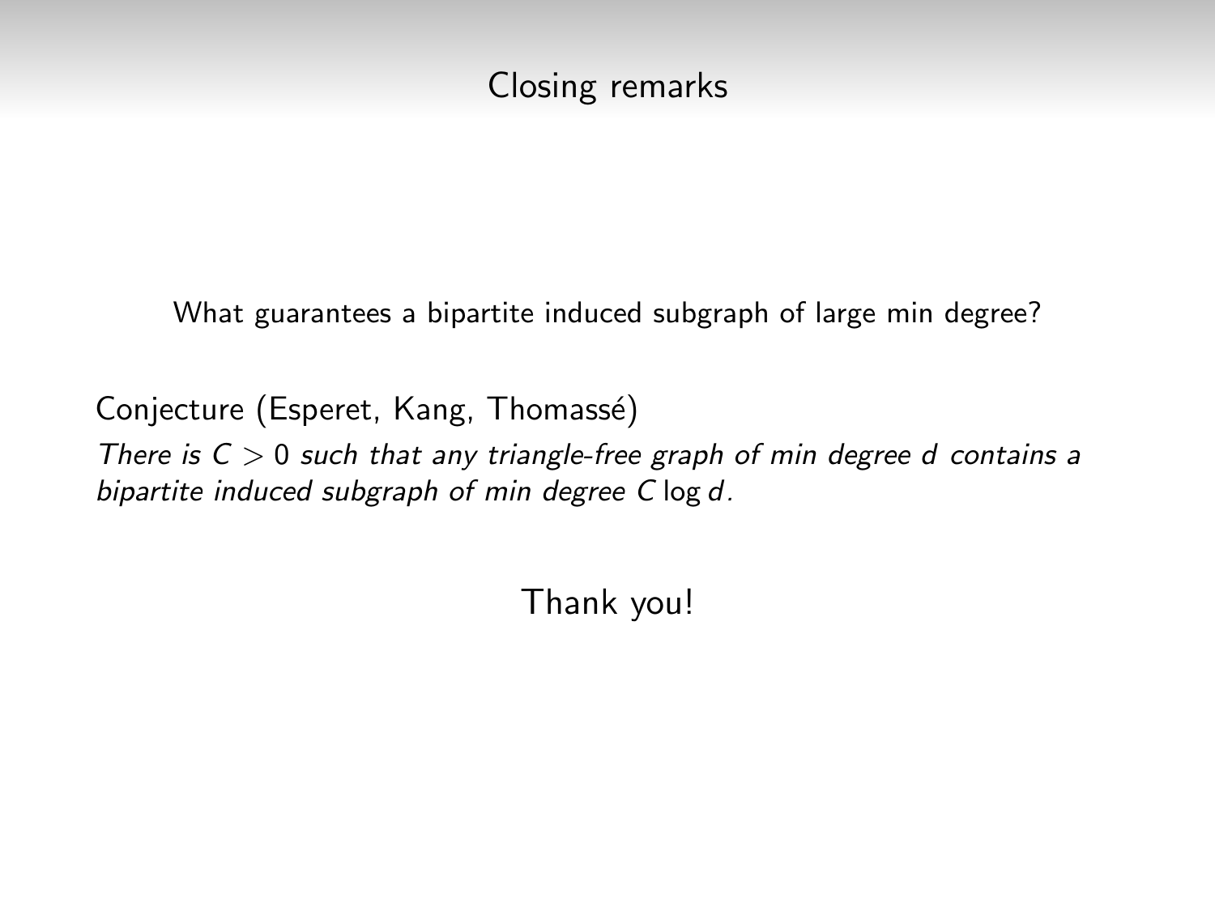# Closing remarks

What guarantees a bipartite induced subgraph of large min degree?

Conjecture (Esperet, Kang, Thomassé)

*There is $C > 0$ such that any triangle-free graph of min degree $d$ contains a bipartite induced subgraph of min degree $C \log d$.*

Thank you!